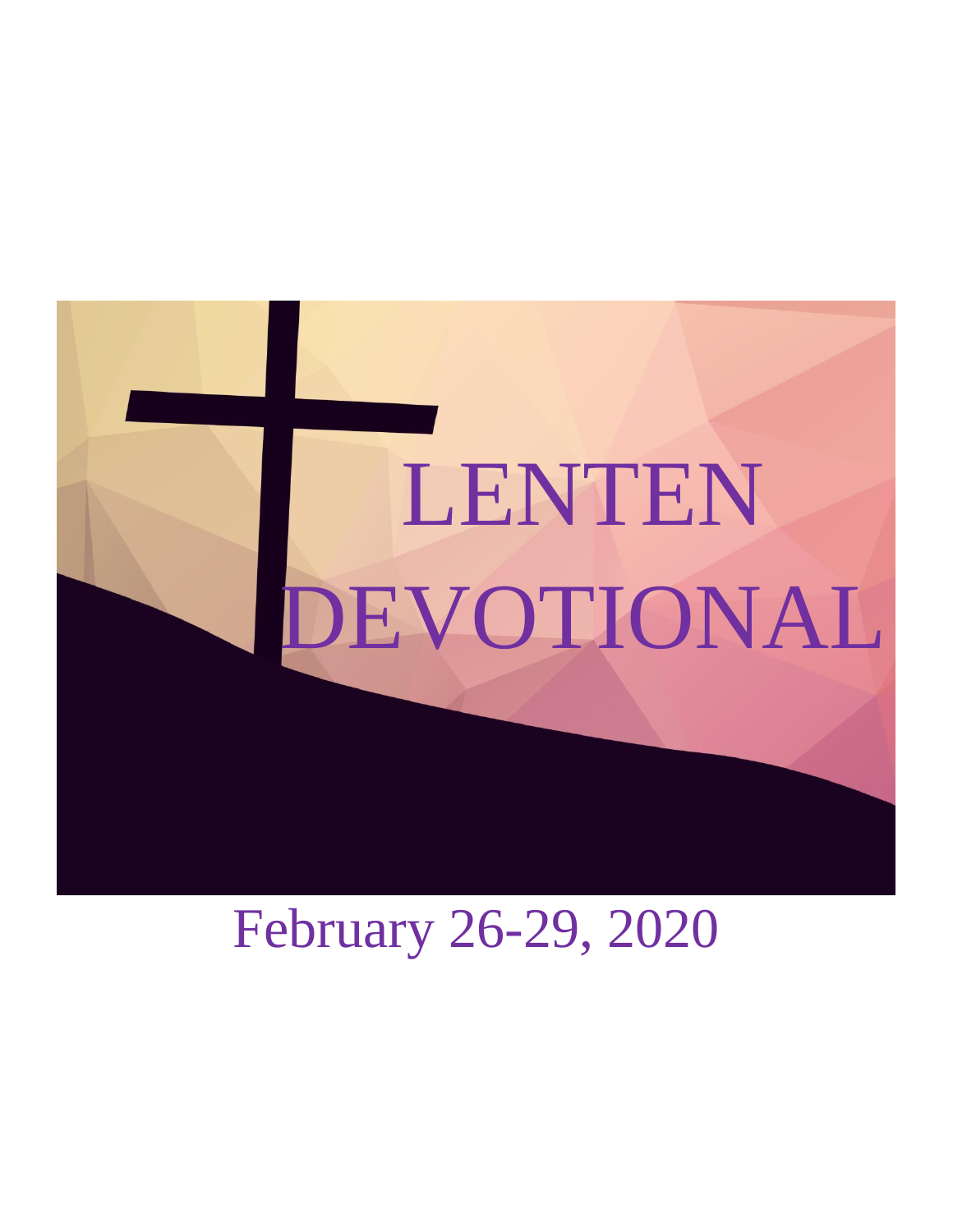# LENTEN DEVOTIONAL

February 26-29, 2020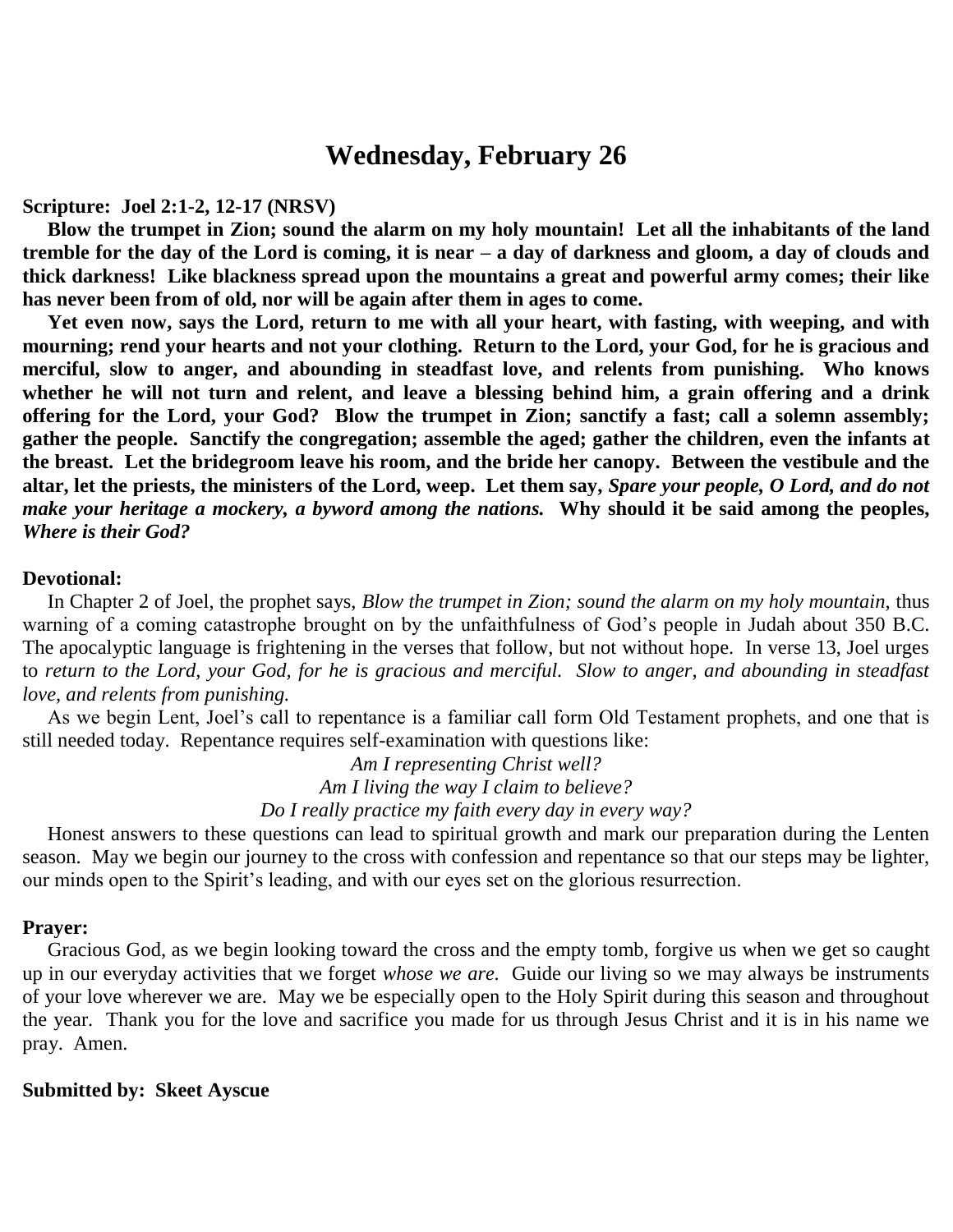# Wednesday, February 26

**Scripture: Joel 2:1-2, 12-17 (NRSV)**

**Blow the trumpet in Zion; sound the alarm on my holy mountain! Let all the inhabitants of the land tremble for the day of the Lord is coming, it is near – a day of darkness and gloom, a day of clouds and thick darkness! Like blackness spread upon the mountains a great and powerful army comes; their like has never been from of old, nor will be again after them in ages to come.**

**Yet even now, says the Lord, return to me with all your heart, with fasting, with weeping, and with mourning; rend your hearts and not your clothing. Return to the Lord, your God, for he is gracious and merciful, slow to anger, and abounding in steadfast love, and relents from punishing. Who knows whether he will not turn and relent, and leave a blessing behind him, a grain offering and a drink offering for the Lord, your God? Blow the trumpet in Zion; sanctify a fast; call a solemn assembly; gather the people. Sanctify the congregation; assemble the aged; gather the children, even the infants at the breast. Let the bridegroom leave his room, and the bride her canopy. Between the vestibule and the altar, let the priests, the ministers of the Lord, weep. Let them say, *Spare your people, O Lord, and do not make your heritage a mockery, a byword among the nations.* Why should it be said among the peoples, *Where is their God?***

**Devotional:**

In Chapter 2 of Joel, the prophet says, *Blow the trumpet in Zion; sound the alarm on my holy mountain,* thus warning of a coming catastrophe brought on by the unfaithfulness of God's people in Judah about 350 B.C. The apocalyptic language is frightening in the verses that follow, but not without hope. In verse 13, Joel urges to *return to the Lord, your God, for he is gracious and merciful. Slow to anger, and abounding in steadfast love, and relents from punishing.*

As we begin Lent, Joel's call to repentance is a familiar call form Old Testament prophets, and one that is still needed today. Repentance requires self-examination with questions like:

*Am I representing Christ well?*
*Am I living the way I claim to believe?*
*Do I really practice my faith every day in every way?*

Honest answers to these questions can lead to spiritual growth and mark our preparation during the Lenten season. May we begin our journey to the cross with confession and repentance so that our steps may be lighter, our minds open to the Spirit's leading, and with our eyes set on the glorious resurrection.

**Prayer:**

Gracious God, as we begin looking toward the cross and the empty tomb, forgive us when we get so caught up in our everyday activities that we forget *whose we are.* Guide our living so we may always be instruments of your love wherever we are. May we be especially open to the Holy Spirit during this season and throughout the year. Thank you for the love and sacrifice you made for us through Jesus Christ and it is in his name we pray. Amen.

**Submitted by: Skeet Ayscue**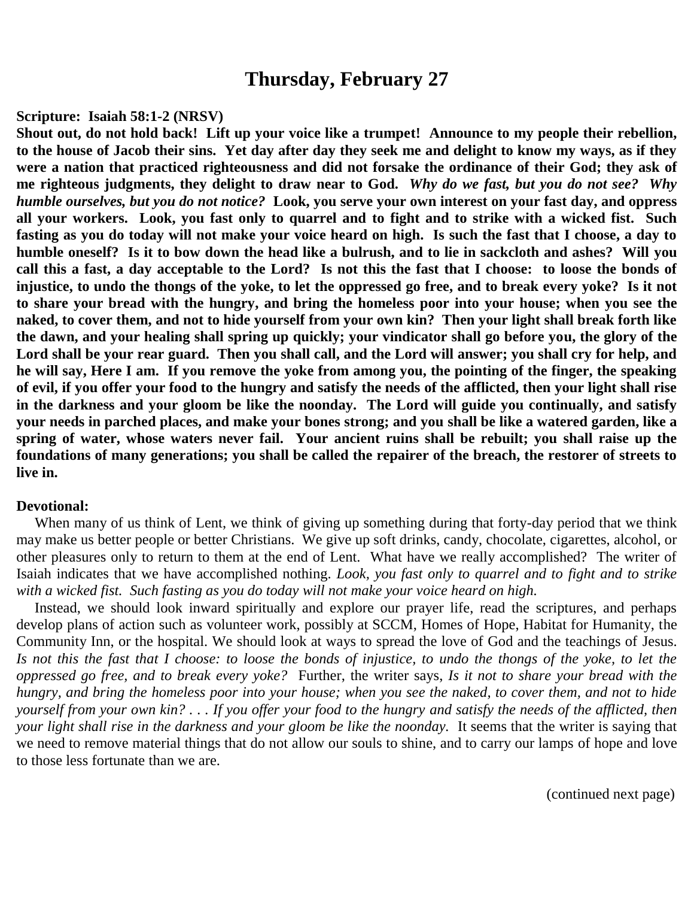# Thursday, February 27

**Scripture: Isaiah 58:1-2 (NRSV)**

**Shout out, do not hold back! Lift up your voice like a trumpet! Announce to my people their rebellion, to the house of Jacob their sins. Yet day after day they seek me and delight to know my ways, as if they were a nation that practiced righteousness and did not forsake the ordinance of their God; they ask of me righteous judgments, they delight to draw near to God.** ***Why do we fast, but you do not see? Why humble ourselves, but you do not notice?*** **Look, you serve your own interest on your fast day, and oppress all your workers. Look, you fast only to quarrel and to fight and to strike with a wicked fist. Such fasting as you do today will not make your voice heard on high. Is such the fast that I choose, a day to humble oneself? Is it to bow down the head like a bulrush, and to lie in sackcloth and ashes? Will you call this a fast, a day acceptable to the Lord? Is not this the fast that I choose: to loose the bonds of injustice, to undo the thongs of the yoke, to let the oppressed go free, and to break every yoke? Is it not to share your bread with the hungry, and bring the homeless poor into your house; when you see the naked, to cover them, and not to hide yourself from your own kin? Then your light shall break forth like the dawn, and your healing shall spring up quickly; your vindicator shall go before you, the glory of the Lord shall be your rear guard. Then you shall call, and the Lord will answer; you shall cry for help, and he will say, Here I am. If you remove the yoke from among you, the pointing of the finger, the speaking of evil, if you offer your food to the hungry and satisfy the needs of the afflicted, then your light shall rise in the darkness and your gloom be like the noonday. The Lord will guide you continually, and satisfy your needs in parched places, and make your bones strong; and you shall be like a watered garden, like a spring of water, whose waters never fail. Your ancient ruins shall be rebuilt; you shall raise up the foundations of many generations; you shall be called the repairer of the breach, the restorer of streets to live in.**

**Devotional:**

When many of us think of Lent, we think of giving up something during that forty-day period that we think may make us better people or better Christians. We give up soft drinks, candy, chocolate, cigarettes, alcohol, or other pleasures only to return to them at the end of Lent. What have we really accomplished? The writer of Isaiah indicates that we have accomplished nothing. *Look, you fast only to quarrel and to fight and to strike with a wicked fist. Such fasting as you do today will not make your voice heard on high.*

Instead, we should look inward spiritually and explore our prayer life, read the scriptures, and perhaps develop plans of action such as volunteer work, possibly at SCCM, Homes of Hope, Habitat for Humanity, the Community Inn, or the hospital. We should look at ways to spread the love of God and the teachings of Jesus. *Is not this the fast that I choose: to loose the bonds of injustice, to undo the thongs of the yoke, to let the oppressed go free, and to break every yoke?* Further, the writer says, *Is it not to share your bread with the hungry, and bring the homeless poor into your house; when you see the naked, to cover them, and not to hide yourself from your own kin? . . . If you offer your food to the hungry and satisfy the needs of the afflicted, then your light shall rise in the darkness and your gloom be like the noonday.* It seems that the writer is saying that we need to remove material things that do not allow our souls to shine, and to carry our lamps of hope and love to those less fortunate than we are.

(continued next page)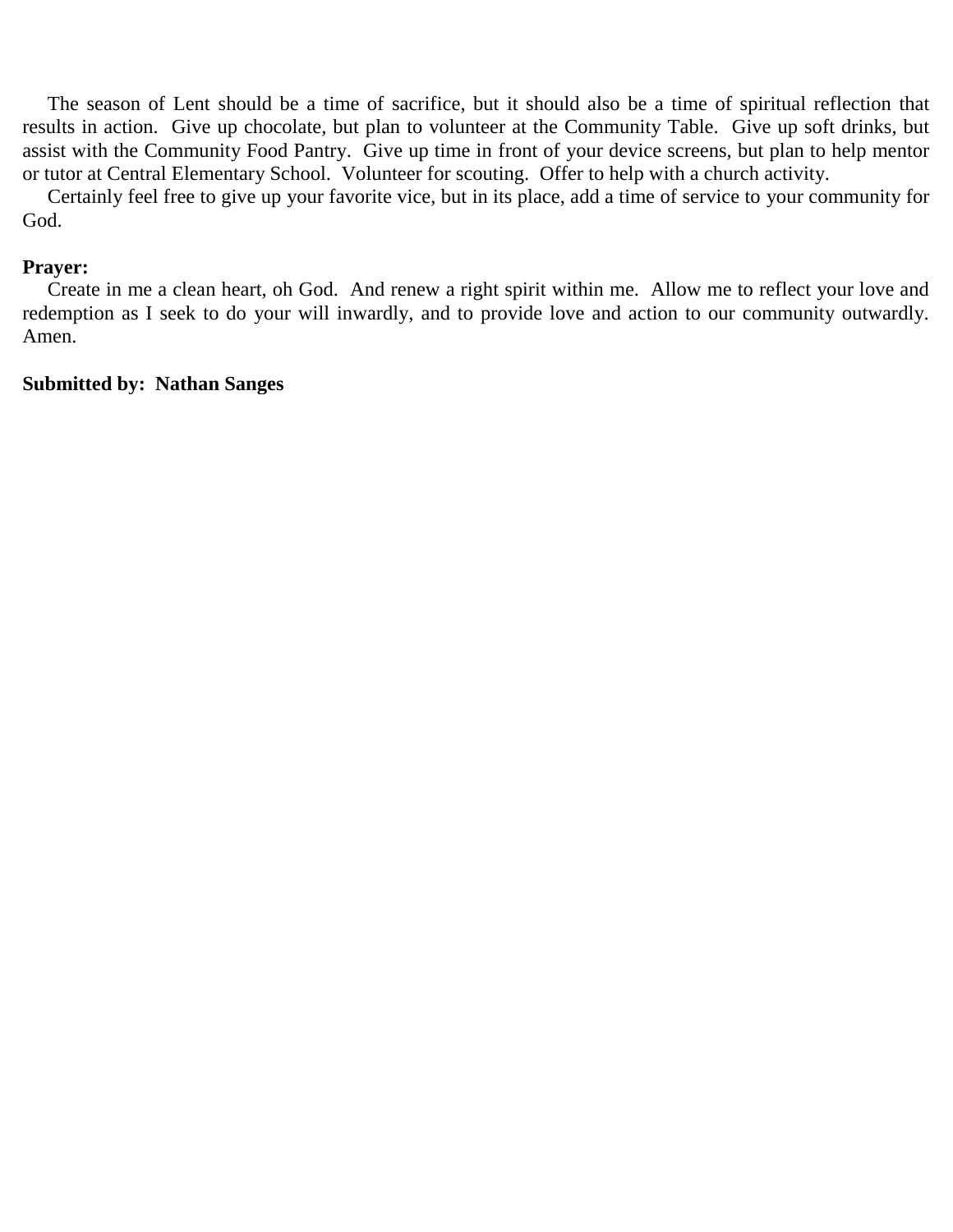The season of Lent should be a time of sacrifice, but it should also be a time of spiritual reflection that results in action. Give up chocolate, but plan to volunteer at the Community Table. Give up soft drinks, but assist with the Community Food Pantry. Give up time in front of your device screens, but plan to help mentor or tutor at Central Elementary School. Volunteer for scouting. Offer to help with a church activity.

Certainly feel free to give up your favorite vice, but in its place, add a time of service to your community for God.

**Prayer:**

Create in me a clean heart, oh God. And renew a right spirit within me. Allow me to reflect your love and redemption as I seek to do your will inwardly, and to provide love and action to our community outwardly. Amen.

**Submitted by: Nathan Sanges**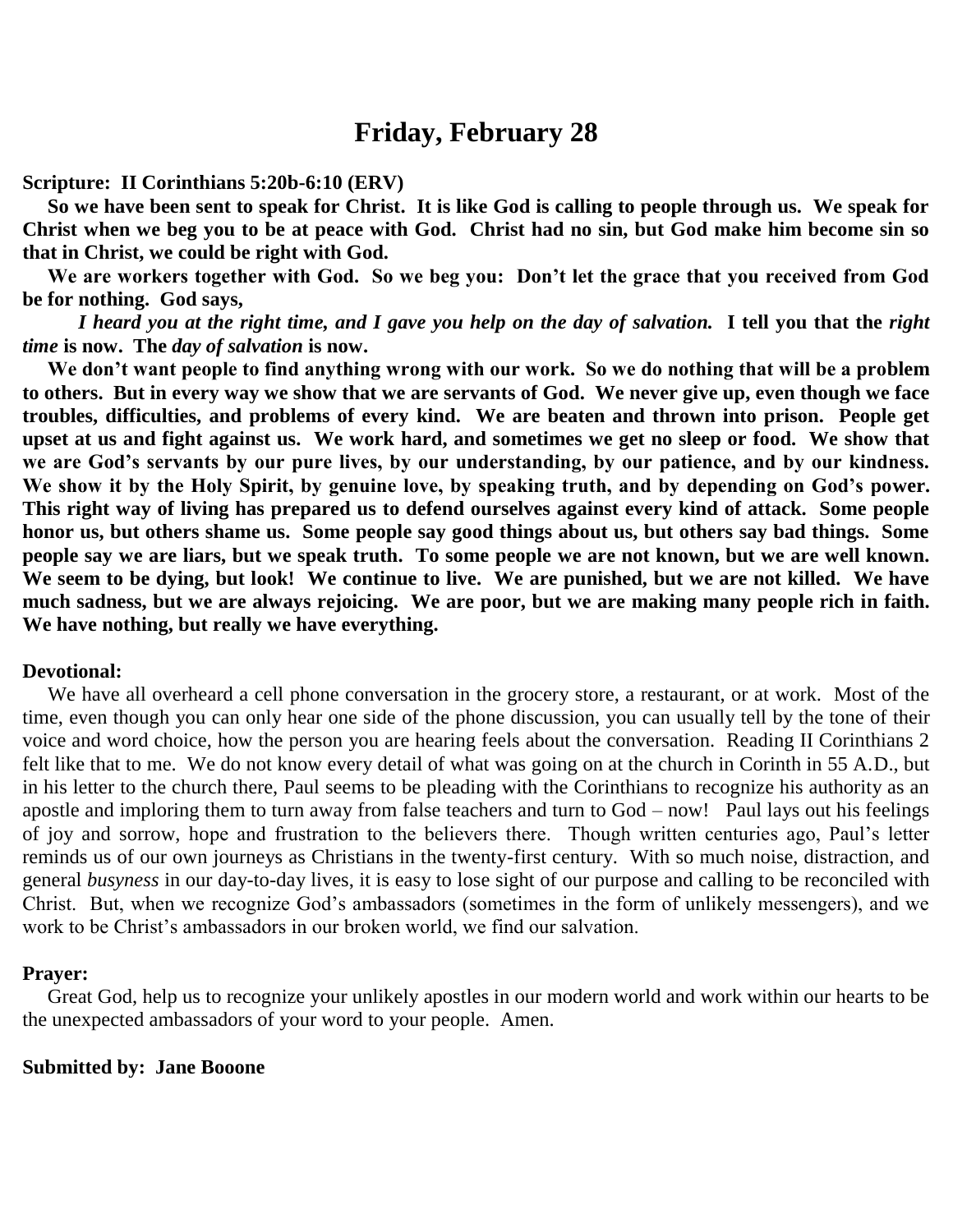# Friday, February 28

**Scripture: II Corinthians 5:20b-6:10 (ERV)**

**So we have been sent to speak for Christ. It is like God is calling to people through us. We speak for Christ when we beg you to be at peace with God. Christ had no sin, but God make him become sin so that in Christ, we could be right with God.**

**We are workers together with God. So we beg you: Don't let the grace that you received from God be for nothing. God says,**

***I heard you at the right time, and I gave you help on the day of salvation.*** **I tell you that the *right time* is now. The *day of salvation* is now.**

**We don't want people to find anything wrong with our work. So we do nothing that will be a problem to others. But in every way we show that we are servants of God. We never give up, even though we face troubles, difficulties, and problems of every kind. We are beaten and thrown into prison. People get upset at us and fight against us. We work hard, and sometimes we get no sleep or food. We show that we are God's servants by our pure lives, by our understanding, by our patience, and by our kindness. We show it by the Holy Spirit, by genuine love, by speaking truth, and by depending on God's power. This right way of living has prepared us to defend ourselves against every kind of attack. Some people honor us, but others shame us. Some people say good things about us, but others say bad things. Some people say we are liars, but we speak truth. To some people we are not known, but we are well known. We seem to be dying, but look! We continue to live. We are punished, but we are not killed. We have much sadness, but we are always rejoicing. We are poor, but we are making many people rich in faith. We have nothing, but really we have everything.**

**Devotional:**

We have all overheard a cell phone conversation in the grocery store, a restaurant, or at work. Most of the time, even though you can only hear one side of the phone discussion, you can usually tell by the tone of their voice and word choice, how the person you are hearing feels about the conversation. Reading II Corinthians 2 felt like that to me. We do not know every detail of what was going on at the church in Corinth in 55 A.D., but in his letter to the church there, Paul seems to be pleading with the Corinthians to recognize his authority as an apostle and imploring them to turn away from false teachers and turn to God – now! Paul lays out his feelings of joy and sorrow, hope and frustration to the believers there. Though written centuries ago, Paul's letter reminds us of our own journeys as Christians in the twenty-first century. With so much noise, distraction, and general *busyness* in our day-to-day lives, it is easy to lose sight of our purpose and calling to be reconciled with Christ. But, when we recognize God's ambassadors (sometimes in the form of unlikely messengers), and we work to be Christ's ambassadors in our broken world, we find our salvation.

**Prayer:**

Great God, help us to recognize your unlikely apostles in our modern world and work within our hearts to be the unexpected ambassadors of your word to your people. Amen.

**Submitted by: Jane Booone**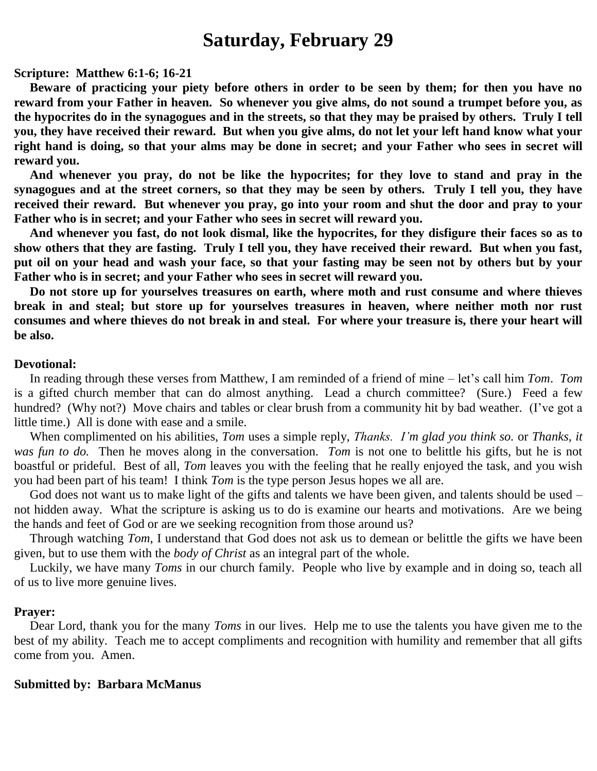# Saturday, February 29

**Scripture: Matthew 6:1-6; 16-21**

**Beware of practicing your piety before others in order to be seen by them; for then you have no reward from your Father in heaven. So whenever you give alms, do not sound a trumpet before you, as the hypocrites do in the synagogues and in the streets, so that they may be praised by others. Truly I tell you, they have received their reward. But when you give alms, do not let your left hand know what your right hand is doing, so that your alms may be done in secret; and your Father who sees in secret will reward you.**

**And whenever you pray, do not be like the hypocrites; for they love to stand and pray in the synagogues and at the street corners, so that they may be seen by others. Truly I tell you, they have received their reward. But whenever you pray, go into your room and shut the door and pray to your Father who is in secret; and your Father who sees in secret will reward you.**

**And whenever you fast, do not look dismal, like the hypocrites, for they disfigure their faces so as to show others that they are fasting. Truly I tell you, they have received their reward. But when you fast, put oil on your head and wash your face, so that your fasting may be seen not by others but by your Father who is in secret; and your Father who sees in secret will reward you.**

**Do not store up for yourselves treasures on earth, where moth and rust consume and where thieves break in and steal; but store up for yourselves treasures in heaven, where neither moth nor rust consumes and where thieves do not break in and steal. For where your treasure is, there your heart will be also.**

**Devotional:**

In reading through these verses from Matthew, I am reminded of a friend of mine – let's call him *Tom*. *Tom* is a gifted church member that can do almost anything. Lead a church committee? (Sure.) Feed a few hundred? (Why not?) Move chairs and tables or clear brush from a community hit by bad weather. (I've got a little time.) All is done with ease and a smile.

When complimented on his abilities, *Tom* uses a simple reply, *Thanks. I'm glad you think so.* or *Thanks, it was fun to do.* Then he moves along in the conversation. *Tom* is not one to belittle his gifts, but he is not boastful or prideful. Best of all, *Tom* leaves you with the feeling that he really enjoyed the task, and you wish you had been part of his team! I think *Tom* is the type person Jesus hopes we all are.

God does not want us to make light of the gifts and talents we have been given, and talents should be used – not hidden away. What the scripture is asking us to do is examine our hearts and motivations. Are we being the hands and feet of God or are we seeking recognition from those around us?

Through watching *Tom*, I understand that God does not ask us to demean or belittle the gifts we have been given, but to use them with the *body of Christ* as an integral part of the whole.

Luckily, we have many *Toms* in our church family. People who live by example and in doing so, teach all of us to live more genuine lives.

**Prayer:**

Dear Lord, thank you for the many *Toms* in our lives. Help me to use the talents you have given me to the best of my ability. Teach me to accept compliments and recognition with humility and remember that all gifts come from you. Amen.

**Submitted by: Barbara McManus**